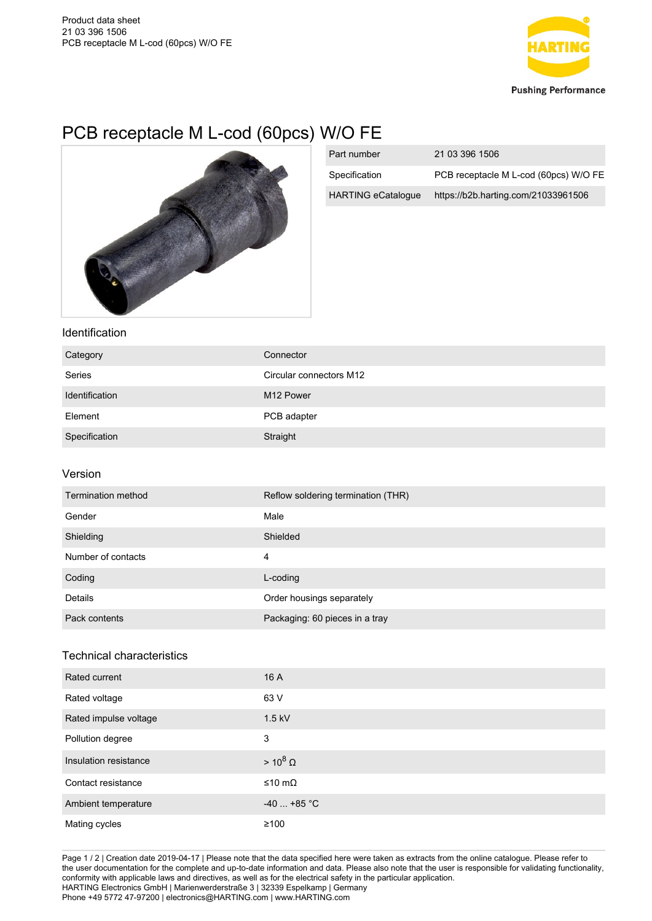# PCB receptacle M L-cod (60pcs) W/O FE

| | |
|---|---|
| Part number | 21 03 396 1506 |
| Specification | PCB receptacle M L-cod (60pcs) W/O FE |
| HARTING eCatalogue | https://b2b.harting.com/21033961506 |

## Identification

| | |
|---|---|
| Category | Connector |
| Series | Circular connectors M12 |
| Identification | M12 Power |
| Element | PCB adapter |
| Specification | Straight |

## Version

| | |
|---|---|
| Termination method | Reflow soldering termination (THR) |
| Gender | Male |
| Shielding | Shielded |
| Number of contacts | 4 |
| Coding | L-coding |
| Details | Order housings separately |
| Pack contents | Packaging: 60 pieces in a tray |

## Technical characteristics

| | |
|---|---|
| Rated current | 16 A |
| Rated voltage | 63 V |
| Rated impulse voltage | 1.5 kV |
| Pollution degree | 3 |
| Insulation resistance | > $10^8$ Ω |
| Contact resistance | ≤10 mΩ |
| Ambient temperature | -40 ... +85 °C |
| Mating cycles | ≥100 |

Creation date 2019-04-17 | Please note that the data specified here were taken as extracts from the online catalogue. Please refer to the user documentation for the complete and up-to-date information and data. Please also note that the user is responsible for validating functionality, conformity with applicable laws and directives, as well as for the electrical safety in the particular application.
HARTING Electronics GmbH | Marienwerderstraße 3 | 32339 Espelkamp | Germany
Phone +49 5772 47-97200 | electronics@HARTING.com | www.HARTING.com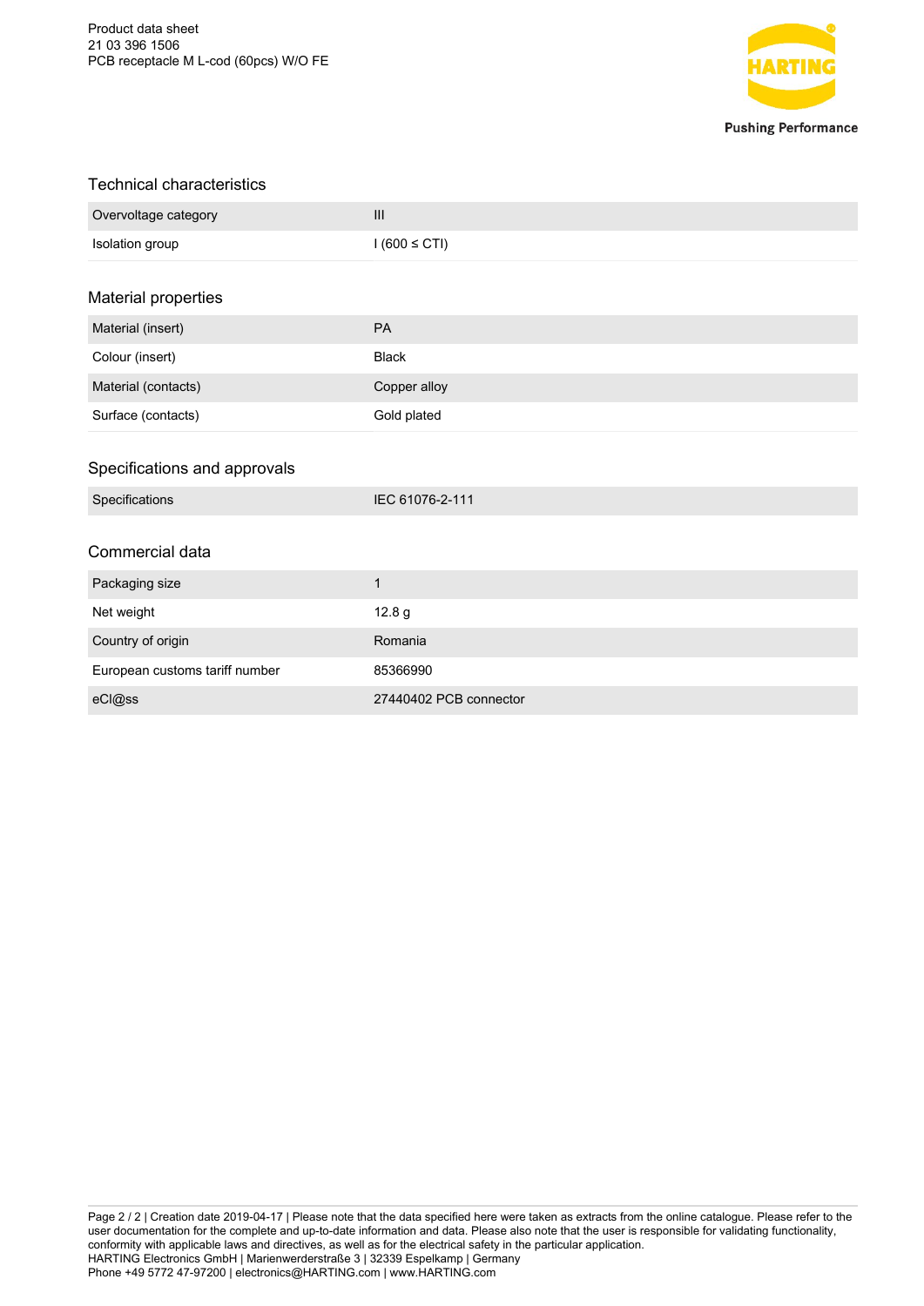## Technical characteristics

| | |
|---|---|
| Overvoltage category | III |
| Isolation group | I (600 ≤ CTI) |

## Material properties

| | |
|---|---|
| Material (insert) | PA |
| Colour (insert) | Black |
| Material (contacts) | Copper alloy |
| Surface (contacts) | Gold plated |

## Specifications and approvals

| | |
|---|---|
| Specifications | IEC 61076-2-111 |

## Commercial data

| | |
|---|---|
| Packaging size | 1 |
| Net weight | 12.8 g |
| Country of origin | Romania |
| European customs tariff number | 85366990 |
| eCl@ss | 27440402 PCB connector |

Creation date 2019-04-17 | Please note that the data specified here were taken as extracts from the online catalogue. Please refer to the user documentation for the complete and up-to-date information and data. Please also note that the user is responsible for validating functionality, conformity with applicable laws and directives, as well as for the electrical safety in the particular application.
HARTING Electronics GmbH | Marienwerderstraße 3 | 32339 Espelkamp | Germany
Phone +49 5772 47-97200 | electronics@HARTING.com | www.HARTING.com